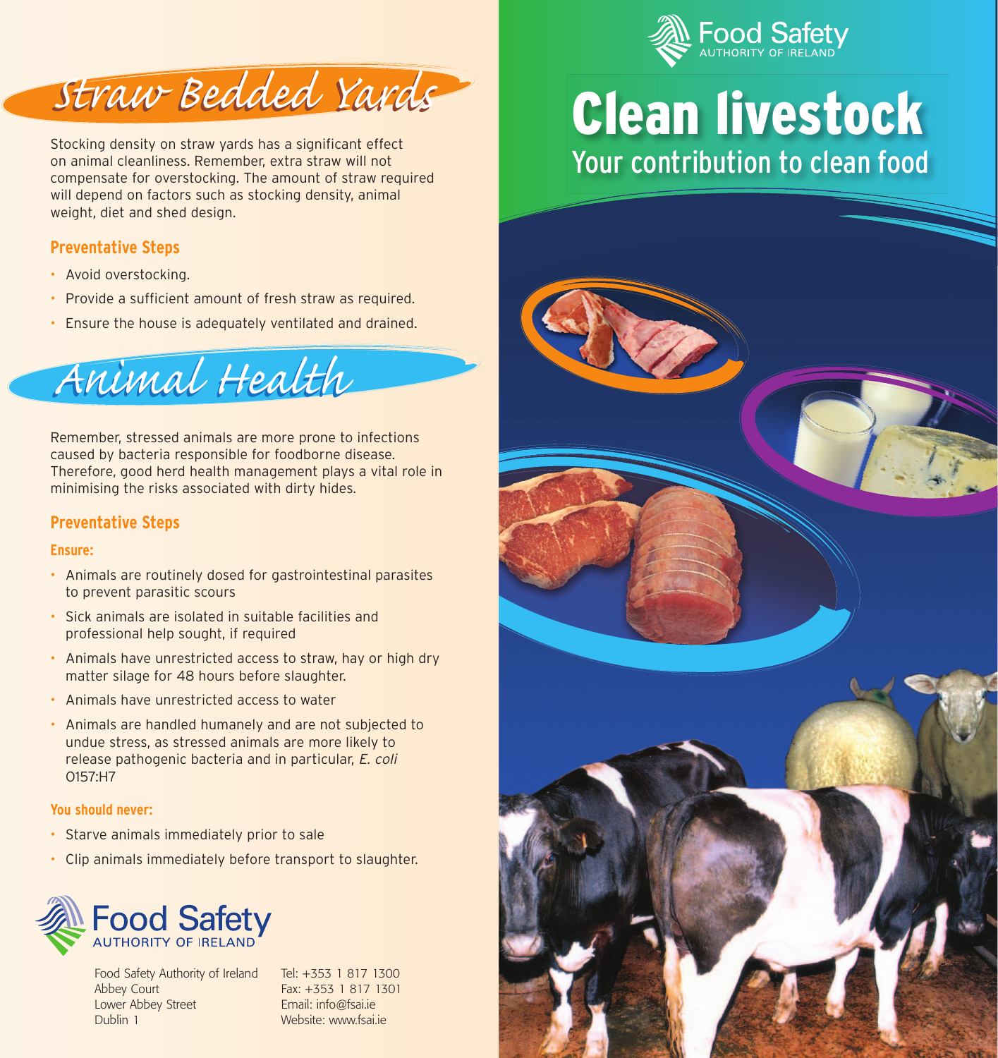## Straw Bedded Yards

Stocking density on straw yards has a significant effect on animal cleanliness. Remember, extra straw will not compensate for overstocking. The amount of straw required will depend on factors such as stocking density, animal weight, diet and shed design.

### Preventative Steps

- Avoid overstocking.
- Provide a sufficient amount of fresh straw as required.
- Ensure the house is adequately ventilated and drained.

## Animal Health

Remember, stressed animals are more prone to infections caused by bacteria responsible for foodborne disease. Therefore, good herd health management plays a vital role in minimising the risks associated with dirty hides.

### Preventative Steps

**Ensure:**

- Animals are routinely dosed for gastrointestinal parasites to prevent parasitic scours
- Sick animals are isolated in suitable facilities and professional help sought, if required
- Animals have unrestricted access to straw, hay or high dry matter silage for 48 hours before slaughter.
- Animals have unrestricted access to water
- Animals are handled humanely and are not subjected to undue stress, as stressed animals are more likely to release pathogenic bacteria and in particular, *E. coli* O157:H7

**You should never:**

- Starve animals immediately prior to sale
- Clip animals immediately before transport to slaughter.

Food Safety AUTHORITY OF IRELAND

Food Safety Authority of Ireland
Abbey Court
Lower Abbey Street
Dublin 1

Tel: +353 1 817 1300
Fax: +353 1 817 1301
Email: info@fsai.ie
Website: www.fsai.ie

Food Safety AUTHORITY OF IRELAND

# Clean livestock

## Your contribution to clean food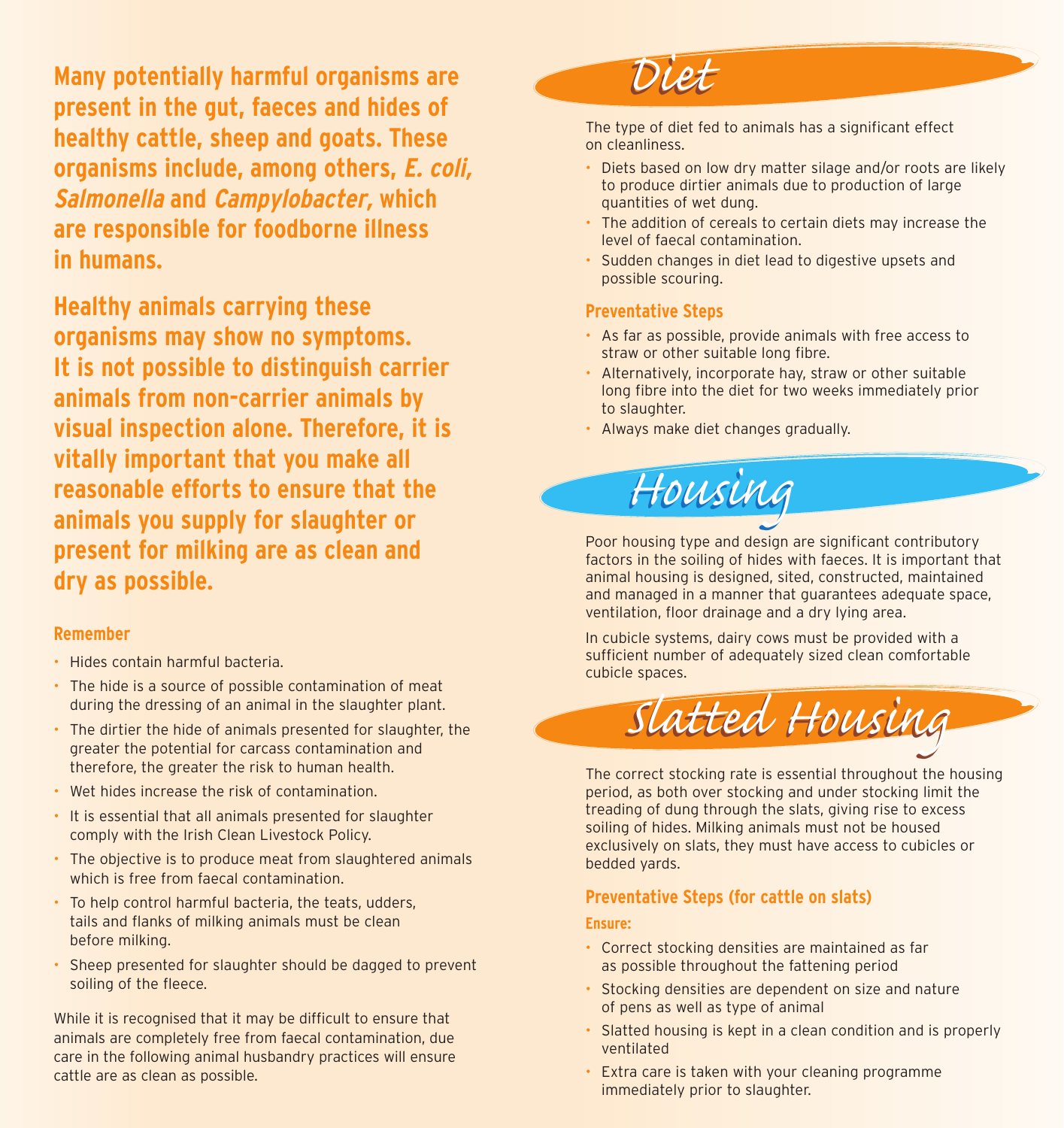**Many potentially harmful organisms are present in the gut, faeces and hides of healthy cattle, sheep and goats. These organisms include, among others, *E. coli, Salmonella* and *Campylobacter,* which are responsible for foodborne illness in humans.**

**Healthy animals carrying these organisms may show no symptoms. It is not possible to distinguish carrier animals from non-carrier animals by visual inspection alone. Therefore, it is vitally important that you make all reasonable efforts to ensure that the animals you supply for slaughter or present for milking are as clean and dry as possible.**

### Remember

- Hides contain harmful bacteria.
- The hide is a source of possible contamination of meat during the dressing of an animal in the slaughter plant.
- The dirtier the hide of animals presented for slaughter, the greater the potential for carcass contamination and therefore, the greater the risk to human health.
- Wet hides increase the risk of contamination.
- It is essential that all animals presented for slaughter comply with the Irish Clean Livestock Policy.
- The objective is to produce meat from slaughtered animals which is free from faecal contamination.
- To help control harmful bacteria, the teats, udders, tails and flanks of milking animals must be clean before milking.
- Sheep presented for slaughter should be dagged to prevent soiling of the fleece.

While it is recognised that it may be difficult to ensure that animals are completely free from faecal contamination, due care in the following animal husbandry practices will ensure cattle are as clean as possible.

## Diet

The type of diet fed to animals has a significant effect on cleanliness.

- Diets based on low dry matter silage and/or roots are likely to produce dirtier animals due to production of large quantities of wet dung.
- The addition of cereals to certain diets may increase the level of faecal contamination.
- Sudden changes in diet lead to digestive upsets and possible scouring.

### Preventative Steps

- As far as possible, provide animals with free access to straw or other suitable long fibre.
- Alternatively, incorporate hay, straw or other suitable long fibre into the diet for two weeks immediately prior to slaughter.
- Always make diet changes gradually.

## Housing

Poor housing type and design are significant contributory factors in the soiling of hides with faeces. It is important that animal housing is designed, sited, constructed, maintained and managed in a manner that guarantees adequate space, ventilation, floor drainage and a dry lying area.

In cubicle systems, dairy cows must be provided with a sufficient number of adequately sized clean comfortable cubicle spaces.

## Slatted Housing

The correct stocking rate is essential throughout the housing period, as both over stocking and under stocking limit the treading of dung through the slats, giving rise to excess soiling of hides. Milking animals must not be housed exclusively on slats, they must have access to cubicles or bedded yards.

### Preventative Steps (for cattle on slats)

**Ensure:**

- Correct stocking densities are maintained as far as possible throughout the fattening period
- Stocking densities are dependent on size and nature of pens as well as type of animal
- Slatted housing is kept in a clean condition and is properly ventilated
- Extra care is taken with your cleaning programme immediately prior to slaughter.